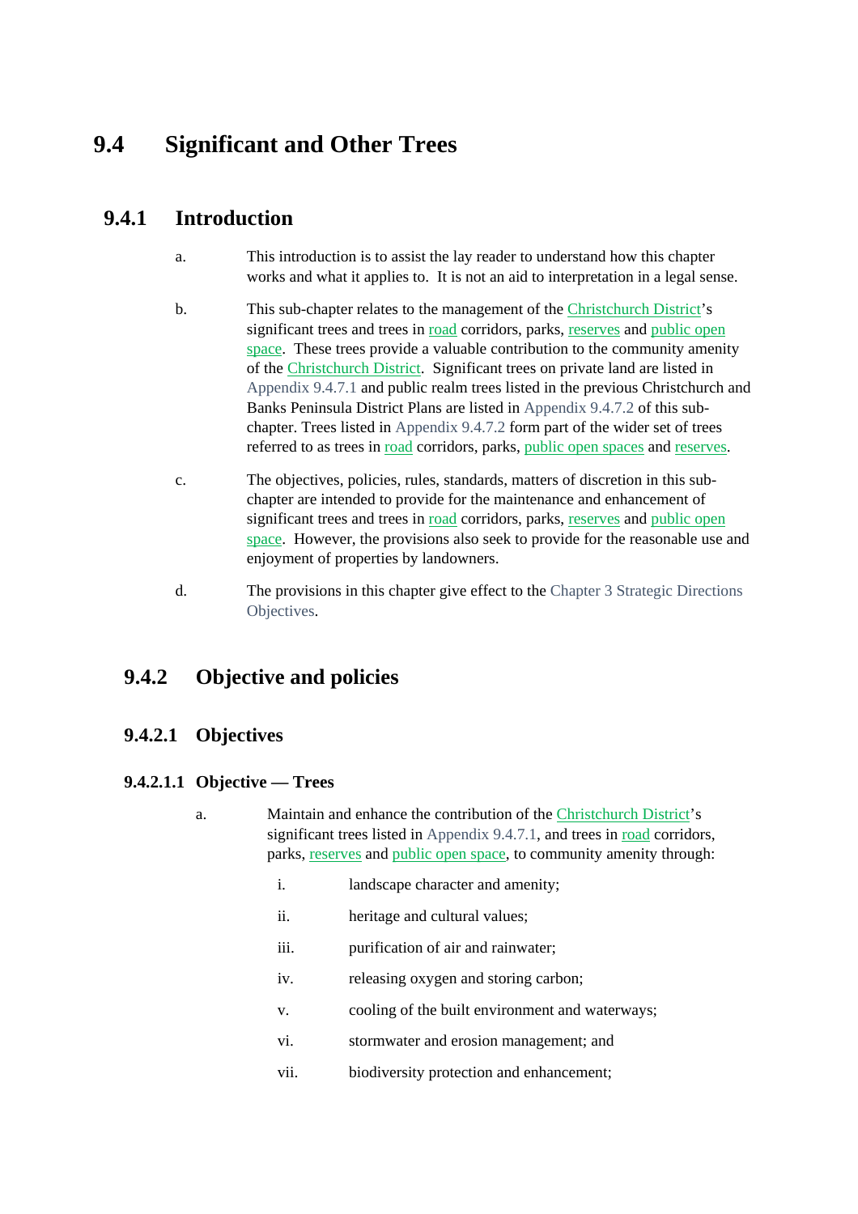# 9.4 Significant and Other Trees

## 9.4.1 Introduction

a. This introduction is to assist the lay reader to understand how this chapter works and what it applies to. It is not an aid to interpretation in a legal sense.

b. This sub-chapter relates to the management of the Christchurch District's significant trees and trees in road corridors, parks, reserves and public open space. These trees provide a valuable contribution to the community amenity of the Christchurch District. Significant trees on private land are listed in Appendix 9.4.7.1 and public realm trees listed in the previous Christchurch and Banks Peninsula District Plans are listed in Appendix 9.4.7.2 of this sub-chapter. Trees listed in Appendix 9.4.7.2 form part of the wider set of trees referred to as trees in road corridors, parks, public open spaces and reserves.

c. The objectives, policies, rules, standards, matters of discretion in this sub-chapter are intended to provide for the maintenance and enhancement of significant trees and trees in road corridors, parks, reserves and public open space. However, the provisions also seek to provide for the reasonable use and enjoyment of properties by landowners.

d. The provisions in this chapter give effect to the Chapter 3 Strategic Directions Objectives.

## 9.4.2 Objective and policies

### 9.4.2.1 Objectives

#### 9.4.2.1.1 Objective — Trees

a. Maintain and enhance the contribution of the Christchurch District's significant trees listed in Appendix 9.4.7.1, and trees in road corridors, parks, reserves and public open space, to community amenity through:

   i. landscape character and amenity;

   ii. heritage and cultural values;

   iii. purification of air and rainwater;

   iv. releasing oxygen and storing carbon;

   v. cooling of the built environment and waterways;

   vi. stormwater and erosion management; and

   vii. biodiversity protection and enhancement;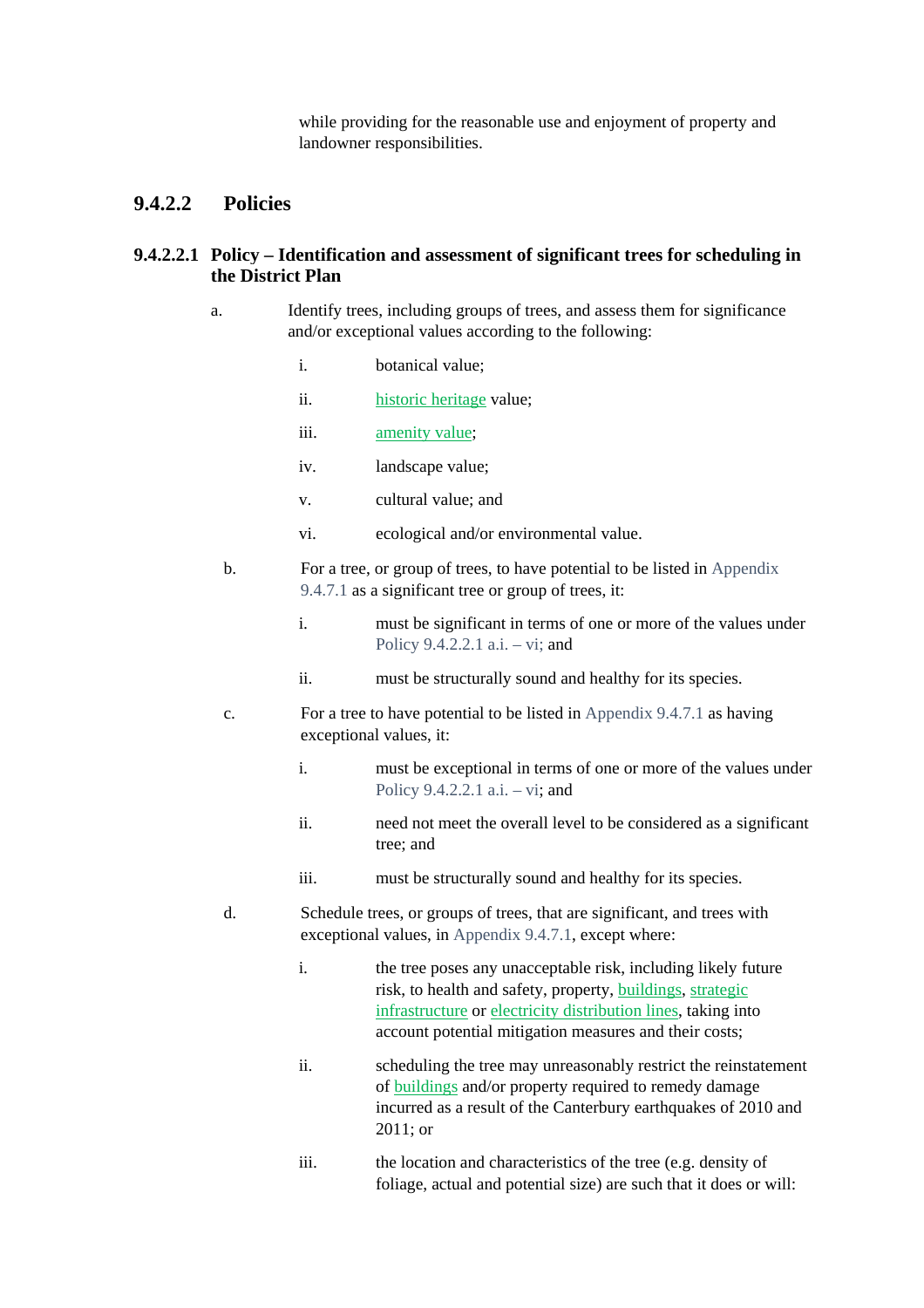while providing for the reasonable use and enjoyment of property and landowner responsibilities.

### 9.4.2.2 Policies

#### 9.4.2.2.1 Policy – Identification and assessment of significant trees for scheduling in the District Plan

a. Identify trees, including groups of trees, and assess them for significance and/or exceptional values according to the following:

   i. botanical value;

   ii. historic heritage value;

   iii. amenity value;

   iv. landscape value;

   v. cultural value; and

   vi. ecological and/or environmental value.

b. For a tree, or group of trees, to have potential to be listed in Appendix 9.4.7.1 as a significant tree or group of trees, it:

   i. must be significant in terms of one or more of the values under Policy 9.4.2.2.1 a.i. – vi; and

   ii. must be structurally sound and healthy for its species.

c. For a tree to have potential to be listed in Appendix 9.4.7.1 as having exceptional values, it:

   i. must be exceptional in terms of one or more of the values under Policy 9.4.2.2.1 a.i. – vi; and

   ii. need not meet the overall level to be considered as a significant tree; and

   iii. must be structurally sound and healthy for its species.

d. Schedule trees, or groups of trees, that are significant, and trees with exceptional values, in Appendix 9.4.7.1, except where:

   i. the tree poses any unacceptable risk, including likely future risk, to health and safety, property, buildings, strategic infrastructure or electricity distribution lines, taking into account potential mitigation measures and their costs;

   ii. scheduling the tree may unreasonably restrict the reinstatement of buildings and/or property required to remedy damage incurred as a result of the Canterbury earthquakes of 2010 and 2011; or

   iii. the location and characteristics of the tree (e.g. density of foliage, actual and potential size) are such that it does or will: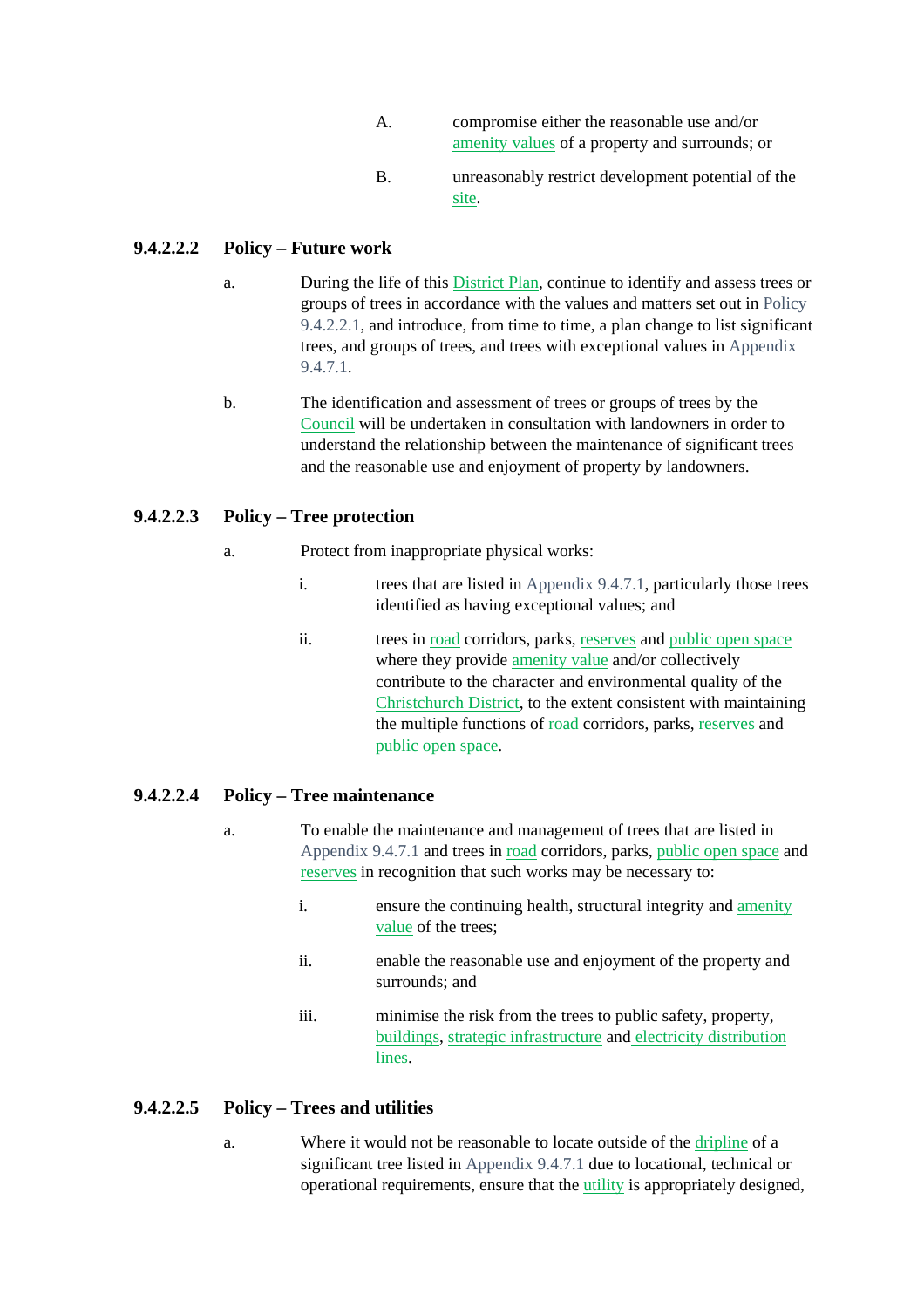A. compromise either the reasonable use and/or amenity values of a property and surrounds; or

B. unreasonably restrict development potential of the site.

### 9.4.2.2.2 Policy – Future work

a. During the life of this District Plan, continue to identify and assess trees or groups of trees in accordance with the values and matters set out in Policy 9.4.2.2.1, and introduce, from time to time, a plan change to list significant trees, and groups of trees, and trees with exceptional values in Appendix 9.4.7.1.

b. The identification and assessment of trees or groups of trees by the Council will be undertaken in consultation with landowners in order to understand the relationship between the maintenance of significant trees and the reasonable use and enjoyment of property by landowners.

### 9.4.2.2.3 Policy – Tree protection

a. Protect from inappropriate physical works:

   i. trees that are listed in Appendix 9.4.7.1, particularly those trees identified as having exceptional values; and

   ii. trees in road corridors, parks, reserves and public open space where they provide amenity value and/or collectively contribute to the character and environmental quality of the Christchurch District, to the extent consistent with maintaining the multiple functions of road corridors, parks, reserves and public open space.

### 9.4.2.2.4 Policy – Tree maintenance

a. To enable the maintenance and management of trees that are listed in Appendix 9.4.7.1 and trees in road corridors, parks, public open space and reserves in recognition that such works may be necessary to:

   i. ensure the continuing health, structural integrity and amenity value of the trees;

   ii. enable the reasonable use and enjoyment of the property and surrounds; and

   iii. minimise the risk from the trees to public safety, property, buildings, strategic infrastructure and electricity distribution lines.

### 9.4.2.2.5 Policy – Trees and utilities

a. Where it would not be reasonable to locate outside of the dripline of a significant tree listed in Appendix 9.4.7.1 due to locational, technical or operational requirements, ensure that the utility is appropriately designed,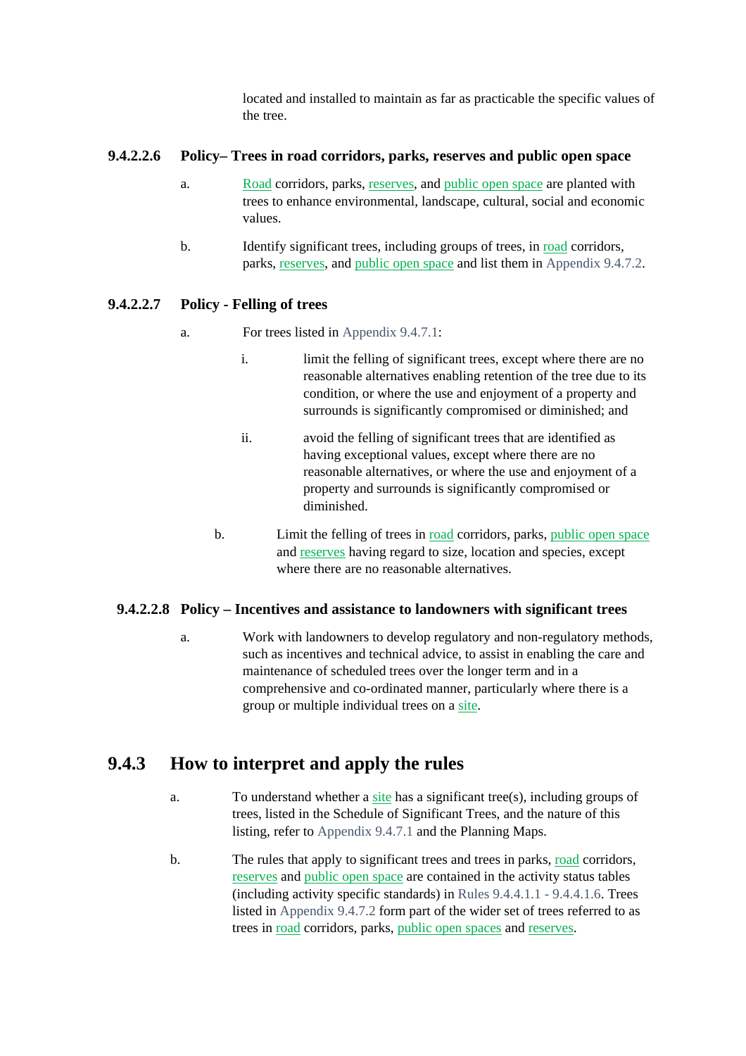located and installed to maintain as far as practicable the specific values of the tree.

### 9.4.2.2.6 Policy– Trees in road corridors, parks, reserves and public open space

a. Road corridors, parks, reserves, and public open space are planted with trees to enhance environmental, landscape, cultural, social and economic values.

b. Identify significant trees, including groups of trees, in road corridors, parks, reserves, and public open space and list them in Appendix 9.4.7.2.

### 9.4.2.2.7 Policy - Felling of trees

a. For trees listed in Appendix 9.4.7.1:

   i. limit the felling of significant trees, except where there are no reasonable alternatives enabling retention of the tree due to its condition, or where the use and enjoyment of a property and surrounds is significantly compromised or diminished; and

   ii. avoid the felling of significant trees that are identified as having exceptional values, except where there are no reasonable alternatives, or where the use and enjoyment of a property and surrounds is significantly compromised or diminished.

b. Limit the felling of trees in road corridors, parks, public open space and reserves having regard to size, location and species, except where there are no reasonable alternatives.

### 9.4.2.2.8 Policy – Incentives and assistance to landowners with significant trees

a. Work with landowners to develop regulatory and non-regulatory methods, such as incentives and technical advice, to assist in enabling the care and maintenance of scheduled trees over the longer term and in a comprehensive and co-ordinated manner, particularly where there is a group or multiple individual trees on a site.

## 9.4.3 How to interpret and apply the rules

a. To understand whether a site has a significant tree(s), including groups of trees, listed in the Schedule of Significant Trees, and the nature of this listing, refer to Appendix 9.4.7.1 and the Planning Maps.

b. The rules that apply to significant trees and trees in parks, road corridors, reserves and public open space are contained in the activity status tables (including activity specific standards) in Rules 9.4.4.1.1 - 9.4.4.1.6. Trees listed in Appendix 9.4.7.2 form part of the wider set of trees referred to as trees in road corridors, parks, public open spaces and reserves.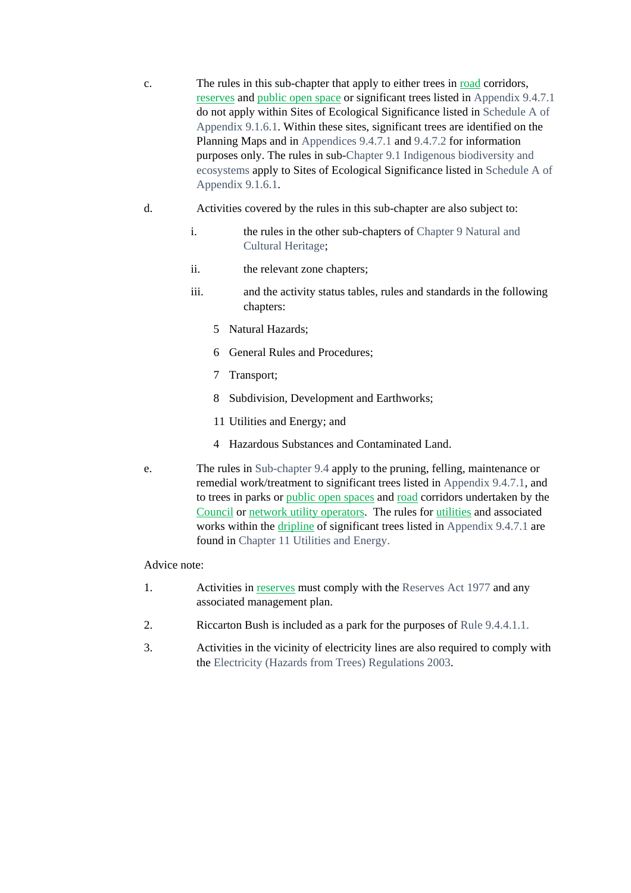c. The rules in this sub-chapter that apply to either trees in road corridors, reserves and public open space or significant trees listed in Appendix 9.4.7.1 do not apply within Sites of Ecological Significance listed in Schedule A of Appendix 9.1.6.1. Within these sites, significant trees are identified on the Planning Maps and in Appendices 9.4.7.1 and 9.4.7.2 for information purposes only. The rules in sub-Chapter 9.1 Indigenous biodiversity and ecosystems apply to Sites of Ecological Significance listed in Schedule A of Appendix 9.1.6.1.

d. Activities covered by the rules in this sub-chapter are also subject to:

   i. the rules in the other sub-chapters of Chapter 9 Natural and Cultural Heritage;

   ii. the relevant zone chapters;

   iii. and the activity status tables, rules and standards in the following chapters:

      5 Natural Hazards;

      6 General Rules and Procedures;

      7 Transport;

      8 Subdivision, Development and Earthworks;

      11 Utilities and Energy; and

      4 Hazardous Substances and Contaminated Land.

e. The rules in Sub-chapter 9.4 apply to the pruning, felling, maintenance or remedial work/treatment to significant trees listed in Appendix 9.4.7.1, and to trees in parks or public open spaces and road corridors undertaken by the Council or network utility operators. The rules for utilities and associated works within the dripline of significant trees listed in Appendix 9.4.7.1 are found in Chapter 11 Utilities and Energy.

Advice note:

1. Activities in reserves must comply with the Reserves Act 1977 and any associated management plan.

2. Riccarton Bush is included as a park for the purposes of Rule 9.4.4.1.1.

3. Activities in the vicinity of electricity lines are also required to comply with the Electricity (Hazards from Trees) Regulations 2003.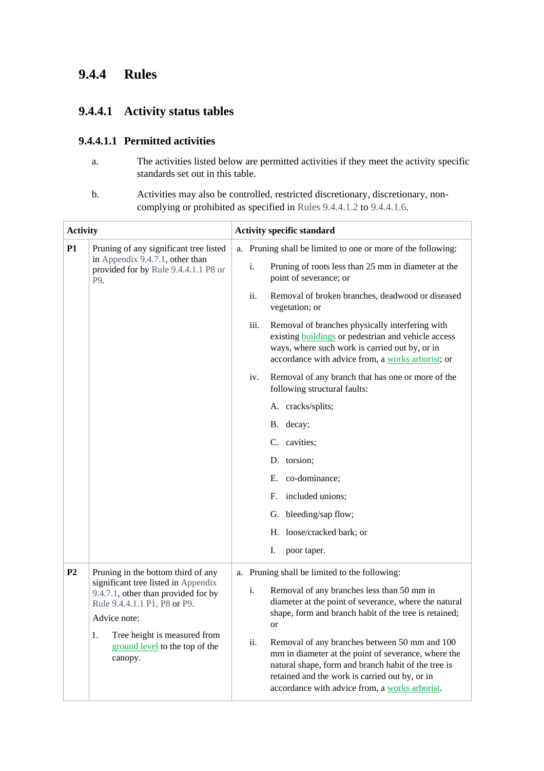# 9.4.4 Rules

## 9.4.4.1 Activity status tables

### 9.4.4.1.1 Permitted activities

a. The activities listed below are permitted activities if they meet the activity specific standards set out in this table.

b. Activities may also be controlled, restricted discretionary, discretionary, non-complying or prohibited as specified in Rules 9.4.4.1.2 to 9.4.4.1.6.

| Activity | | Activity specific standard |
|---|---|---|
| **P1** | Pruning of any significant tree listed in Appendix 9.4.7.1, other than provided for by Rule 9.4.4.1.1 P8 or P9. | a. Pruning shall be limited to one or more of the following:<br>i. Pruning of roots less than 25 mm in diameter at the point of severance; or<br>ii. Removal of broken branches, deadwood or diseased vegetation; or<br>iii. Removal of branches physically interfering with existing buildings or pedestrian and vehicle access ways, where such work is carried out by, or in accordance with advice from, a works arborist; or<br>iv. Removal of any branch that has one or more of the following structural faults:<br>A. cracks/splits;<br>B. decay;<br>C. cavities;<br>D. torsion;<br>E. co-dominance;<br>F. included unions;<br>G. bleeding/sap flow;<br>H. loose/cracked bark; or<br>I. poor taper. |
| **P2** | Pruning in the bottom third of any significant tree listed in Appendix 9.4.7.1, other than provided for by Rule 9.4.4.1.1 P1, P8 or P9.<br>Advice note:<br>1. Tree height is measured from ground level to the top of the canopy. | a. Pruning shall be limited to the following:<br>i. Removal of any branches less than 50 mm in diameter at the point of severance, where the natural shape, form and branch habit of the tree is retained; or<br>ii. Removal of any branches between 50 mm and 100 mm in diameter at the point of severance, where the natural shape, form and branch habit of the tree is retained and the work is carried out by, or in accordance with advice from, a works arborist. |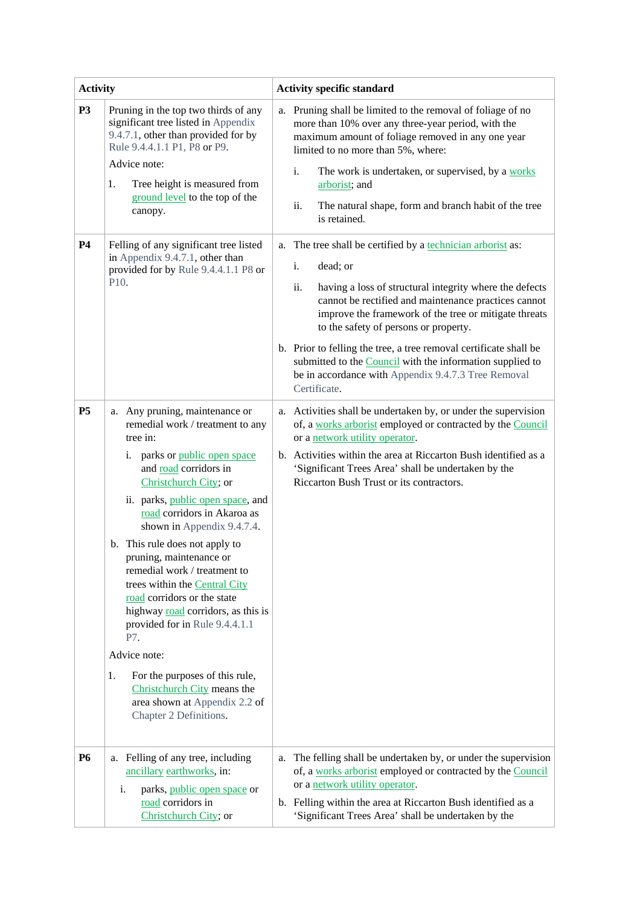| Activity | | Activity specific standard |
|---|---|---|
| **P3** | Pruning in the top two thirds of any significant tree listed in Appendix 9.4.7.1, other than provided for by Rule 9.4.4.1.1 P1, P8 or P9.<br><br>Advice note:<br><br>1. Tree height is measured from ground level to the top of the canopy. | a. Pruning shall be limited to the removal of foliage of no more than 10% over any three-year period, with the maximum amount of foliage removed in any one year limited to no more than 5%, where:<br><br>i. The work is undertaken, or supervised, by a works arborist; and<br><br>ii. The natural shape, form and branch habit of the tree is retained. |
| **P4** | Felling of any significant tree listed in Appendix 9.4.7.1, other than provided for by Rule 9.4.4.1.1 P8 or P10. | a. The tree shall be certified by a technician arborist as:<br><br>i. dead; or<br><br>ii. having a loss of structural integrity where the defects cannot be rectified and maintenance practices cannot improve the framework of the tree or mitigate threats to the safety of persons or property.<br><br>b. Prior to felling the tree, a tree removal certificate shall be submitted to the Council with the information supplied to be in accordance with Appendix 9.4.7.3 Tree Removal Certificate. |
| **P5** | a. Any pruning, maintenance or remedial work / treatment to any tree in:<br><br>i. parks or public open space and road corridors in Christchurch City; or<br><br>ii. parks, public open space, and road corridors in Akaroa as shown in Appendix 9.4.7.4.<br><br>b. This rule does not apply to pruning, maintenance or remedial work / treatment to trees within the Central City road corridors or the state highway road corridors, as this is provided for in Rule 9.4.4.1.1 P7.<br><br>Advice note:<br><br>1. For the purposes of this rule, Christchurch City means the area shown at Appendix 2.2 of Chapter 2 Definitions. | a. Activities shall be undertaken by, or under the supervision of, a works arborist employed or contracted by the Council or a network utility operator.<br><br>b. Activities within the area at Riccarton Bush identified as a 'Significant Trees Area' shall be undertaken by the Riccarton Bush Trust or its contractors. |
| **P6** | a. Felling of any tree, including ancillary earthworks, in:<br><br>i. parks, public open space or road corridors in Christchurch City; or | a. The felling shall be undertaken by, or under the supervision of, a works arborist employed or contracted by the Council or a network utility operator.<br><br>b. Felling within the area at Riccarton Bush identified as a 'Significant Trees Area' shall be undertaken by the |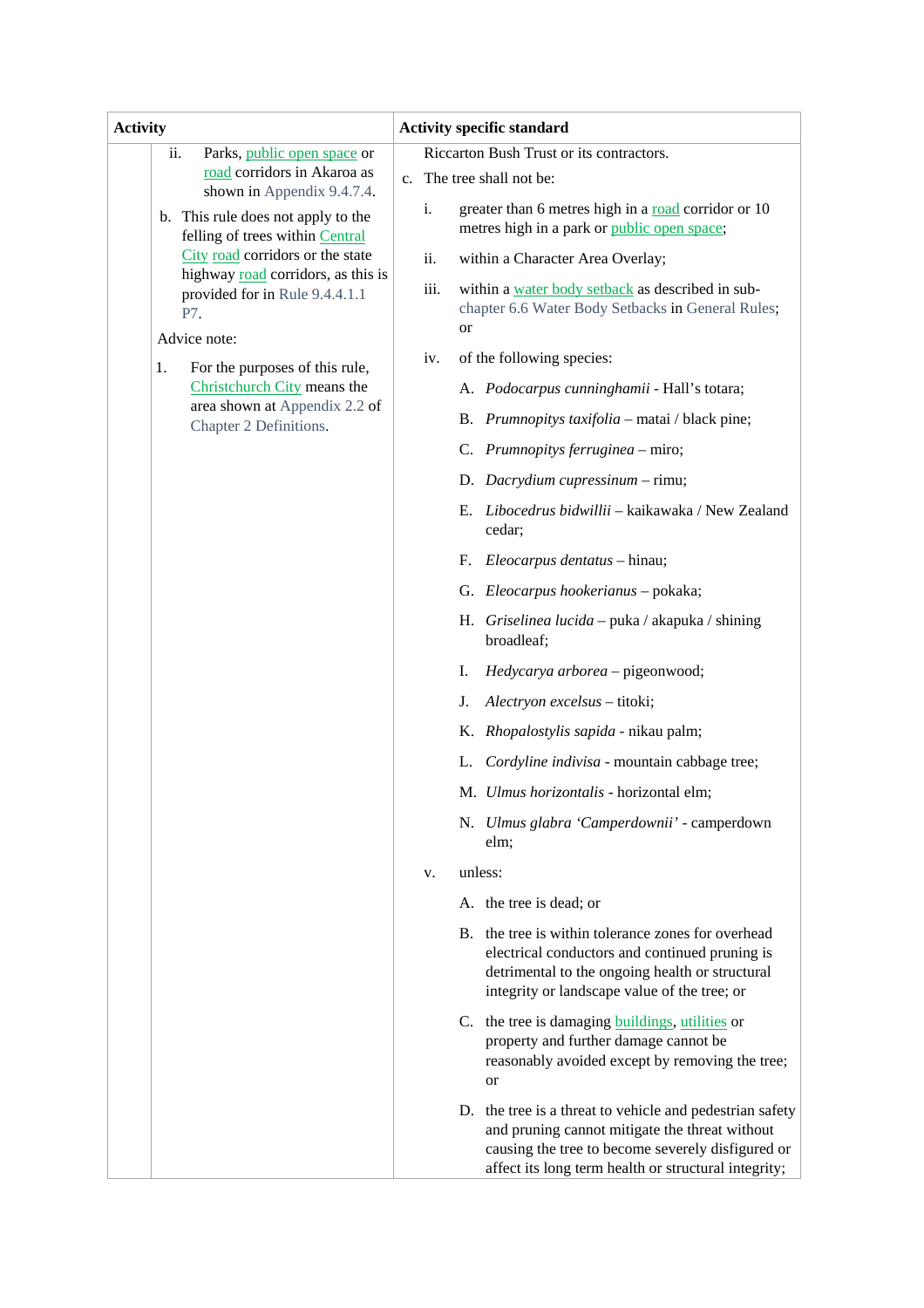| Activity | Activity specific standard |
| --- | --- |
| ii. Parks, public open space or road corridors in Akaroa as shown in Appendix 9.4.7.4.<br><br>b. This rule does not apply to the felling of trees within Central City road corridors or the state highway road corridors, as this is provided for in Rule 9.4.4.1.1 P7.<br><br>Advice note:<br><br>1. For the purposes of this rule, Christchurch City means the area shown at Appendix 2.2 of Chapter 2 Definitions. | Riccarton Bush Trust or its contractors.<br><br>c. The tree shall not be:<br><br>i. greater than 6 metres high in a road corridor or 10 metres high in a park or public open space;<br><br>ii. within a Character Area Overlay;<br><br>iii. within a water body setback as described in sub-chapter 6.6 Water Body Setbacks in General Rules; or<br><br>iv. of the following species:<br><br>A. *Podocarpus cunninghamii* - Hall's totara;<br><br>B. *Prumnopitys taxifolia* – matai / black pine;<br><br>C. *Prumnopitys ferruginea* – miro;<br><br>D. *Dacrydium cupressinum* – rimu;<br><br>E. *Libocedrus bidwillii* – kaikawaka / New Zealand cedar;<br><br>F. *Eleocarpus dentatus* – hinau;<br><br>G. *Eleocarpus hookerianus* – pokaka;<br><br>H. *Griselinea lucida* – puka / akapuka / shining broadleaf;<br><br>I. *Hedycarya arborea* – pigeonwood;<br><br>J. *Alectryon excelsus* – titoki;<br><br>K. *Rhopalostylis sapida* - nikau palm;<br><br>L. *Cordyline indivisa* - mountain cabbage tree;<br><br>M. *Ulmus horizontalis* - horizontal elm;<br><br>N. *Ulmus glabra 'Camperdownii'* - camperdown elm;<br><br>v. unless:<br><br>A. the tree is dead; or<br><br>B. the tree is within tolerance zones for overhead electrical conductors and continued pruning is detrimental to the ongoing health or structural integrity or landscape value of the tree; or<br><br>C. the tree is damaging buildings, utilities or property and further damage cannot be reasonably avoided except by removing the tree; or<br><br>D. the tree is a threat to vehicle and pedestrian safety and pruning cannot mitigate the threat without causing the tree to become severely disfigured or affect its long term health or structural integrity; |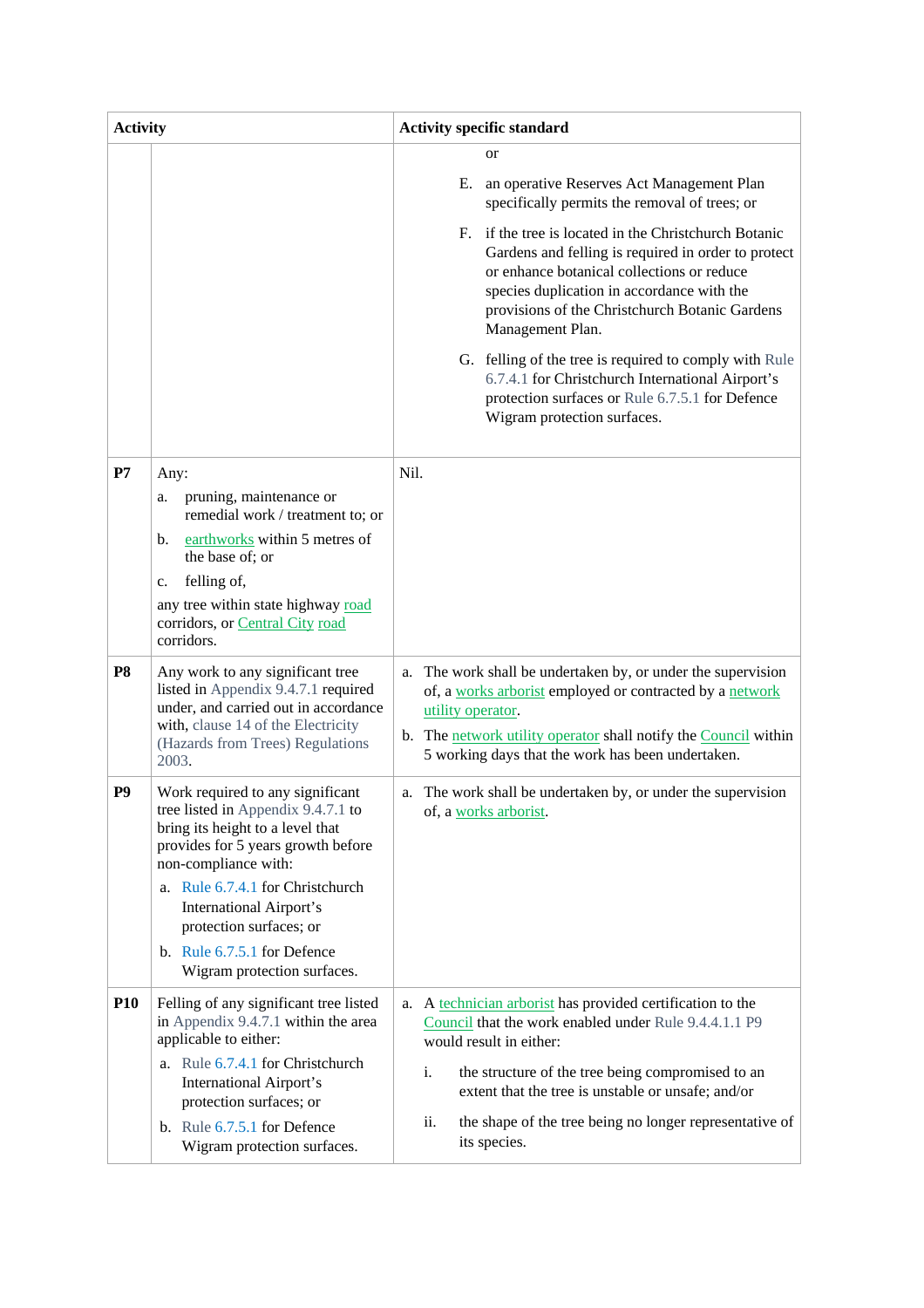| Activity | | Activity specific standard |
|---|---|---|
| | | or<br>E. an operative Reserves Act Management Plan specifically permits the removal of trees; or<br>F. if the tree is located in the Christchurch Botanic Gardens and felling is required in order to protect or enhance botanical collections or reduce species duplication in accordance with the provisions of the Christchurch Botanic Gardens Management Plan.<br>G. felling of the tree is required to comply with Rule 6.7.4.1 for Christchurch International Airport's protection surfaces or Rule 6.7.5.1 for Defence Wigram protection surfaces. |
| **P7** | Any:<br>a. pruning, maintenance or remedial work / treatment to; or<br>b. earthworks within 5 metres of the base of; or<br>c. felling of,<br>any tree within state highway road corridors, or Central City road corridors. | Nil. |
| **P8** | Any work to any significant tree listed in Appendix 9.4.7.1 required under, and carried out in accordance with, clause 14 of the Electricity (Hazards from Trees) Regulations 2003. | a. The work shall be undertaken by, or under the supervision of, a works arborist employed or contracted by a network utility operator.<br>b. The network utility operator shall notify the Council within 5 working days that the work has been undertaken. |
| **P9** | Work required to any significant tree listed in Appendix 9.4.7.1 to bring its height to a level that provides for 5 years growth before non-compliance with:<br>a. Rule 6.7.4.1 for Christchurch International Airport's protection surfaces; or<br>b. Rule 6.7.5.1 for Defence Wigram protection surfaces. | a. The work shall be undertaken by, or under the supervision of, a works arborist. |
| **P10** | Felling of any significant tree listed in Appendix 9.4.7.1 within the area applicable to either:<br>a. Rule 6.7.4.1 for Christchurch International Airport's protection surfaces; or<br>b. Rule 6.7.5.1 for Defence Wigram protection surfaces. | a. A technician arborist has provided certification to the Council that the work enabled under Rule 9.4.4.1.1 P9 would result in either:<br>i. the structure of the tree being compromised to an extent that the tree is unstable or unsafe; and/or<br>ii. the shape of the tree being no longer representative of its species. |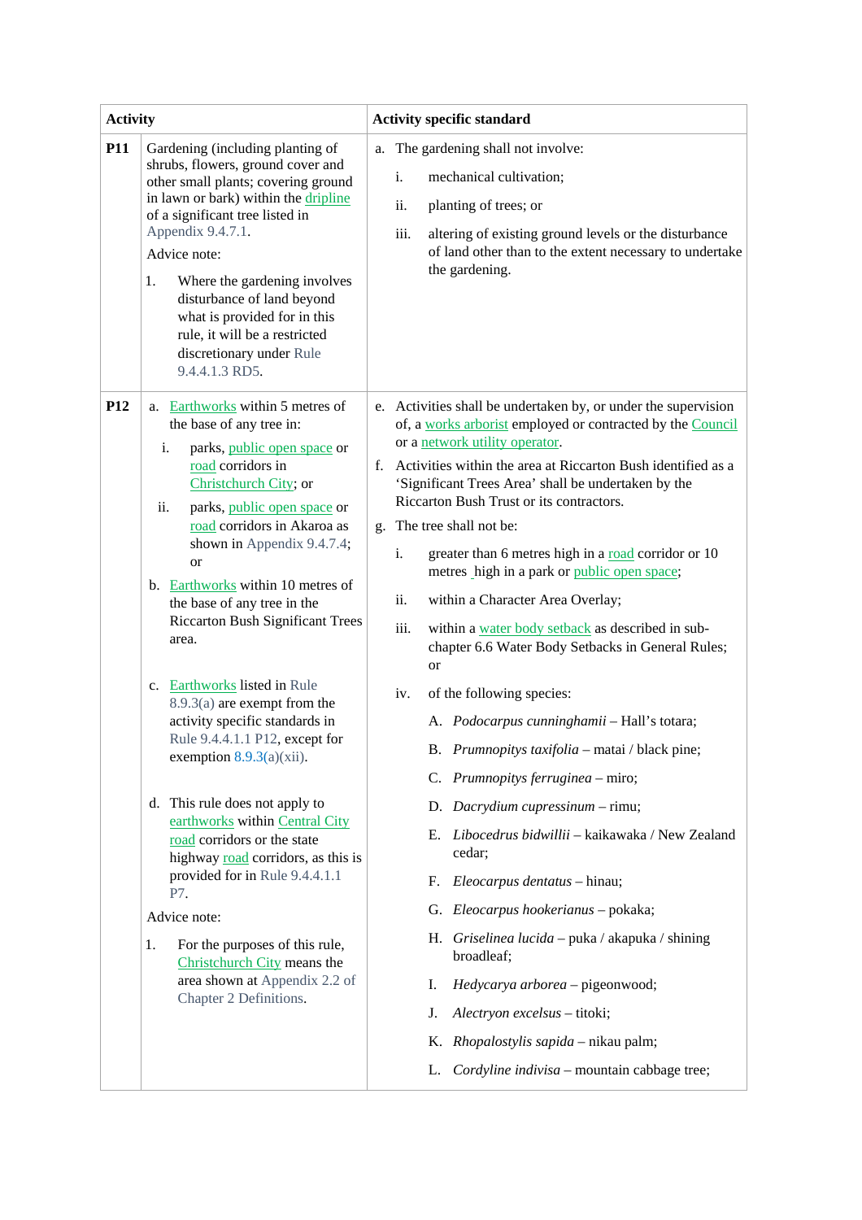| Activity | | Activity specific standard |
|---|---|---|
| **P11** | Gardening (including planting of shrubs, flowers, ground cover and other small plants; covering ground in lawn or bark) within the dripline of a significant tree listed in Appendix 9.4.7.1.<br><br>Advice note:<br><br>1. Where the gardening involves disturbance of land beyond what is provided for in this rule, it will be a restricted discretionary under Rule 9.4.4.1.3 RD5. | a. The gardening shall not involve:<br><br>i. mechanical cultivation;<br><br>ii. planting of trees; or<br><br>iii. altering of existing ground levels or the disturbance of land other than to the extent necessary to undertake the gardening. |
| **P12** | a. Earthworks within 5 metres of the base of any tree in:<br><br>i. parks, public open space or road corridors in Christchurch City; or<br><br>ii. parks, public open space or road corridors in Akaroa as shown in Appendix 9.4.7.4; or<br><br>b. Earthworks within 10 metres of the base of any tree in the Riccarton Bush Significant Trees area.<br><br>c. Earthworks listed in Rule 8.9.3(a) are exempt from the activity specific standards in Rule 9.4.4.1.1 P12, except for exemption 8.9.3(a)(xii).<br><br>d. This rule does not apply to earthworks within Central City road corridors or the state highway road corridors, as this is provided for in Rule 9.4.4.1.1 P7.<br><br>Advice note:<br><br>1. For the purposes of this rule, Christchurch City means the area shown at Appendix 2.2 of Chapter 2 Definitions. | e. Activities shall be undertaken by, or under the supervision of, a works arborist employed or contracted by the Council or a network utility operator.<br><br>f. Activities within the area at Riccarton Bush identified as a 'Significant Trees Area' shall be undertaken by the Riccarton Bush Trust or its contractors.<br><br>g. The tree shall not be:<br><br>i. greater than 6 metres high in a road corridor or 10 metres high in a park or public open space;<br><br>ii. within a Character Area Overlay;<br><br>iii. within a water body setback as described in sub-chapter 6.6 Water Body Setbacks in General Rules; or<br><br>iv. of the following species:<br><br>A. *Podocarpus cunninghamii* – Hall's totara;<br><br>B. *Prumnopitys taxifolia* – matai / black pine;<br><br>C. *Prumnopitys ferruginea* – miro;<br><br>D. *Dacrydium cupressinum* – rimu;<br><br>E. *Libocedrus bidwillii* – kaikawaka / New Zealand cedar;<br><br>F. *Eleocarpus dentatus* – hinau;<br><br>G. *Eleocarpus hookerianus* – pokaka;<br><br>H. *Griselinea lucida* – puka / akapuka / shining broadleaf;<br><br>I. *Hedycarya arborea* – pigeonwood;<br><br>J. *Alectryon excelsus* – titoki;<br><br>K. *Rhopalostylis sapida* – nikau palm;<br><br>L. *Cordyline indivisa* – mountain cabbage tree; |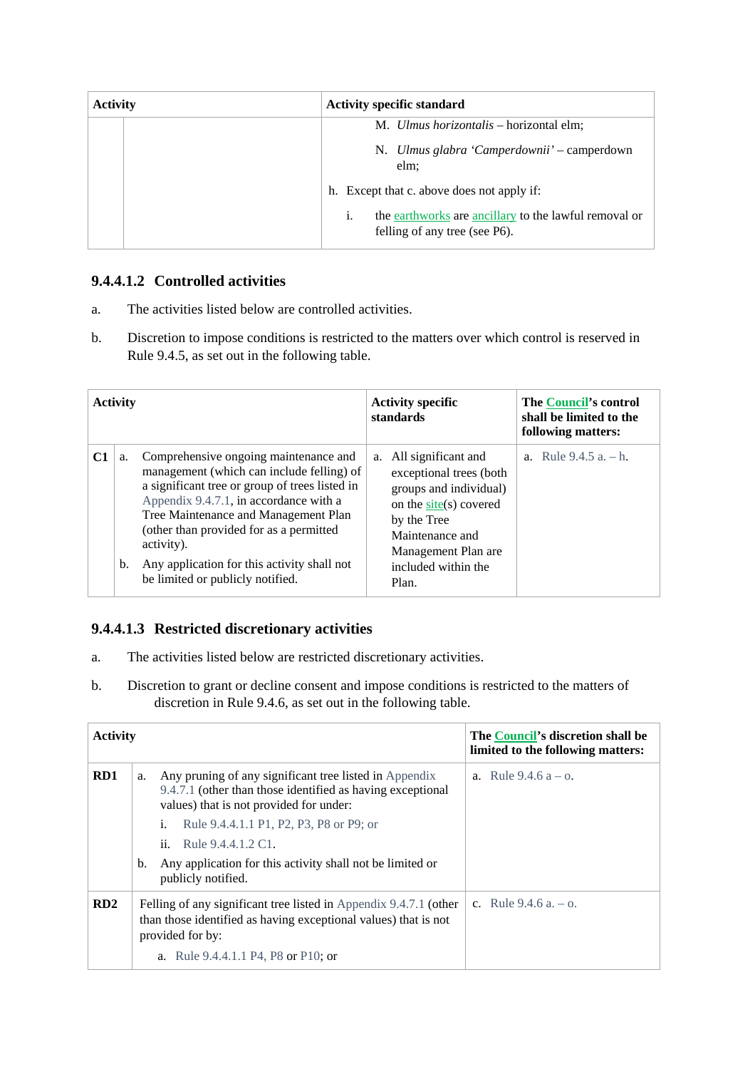| Activity | | Activity specific standard |
|---|---|---|
| | | M. *Ulmus horizontalis* – horizontal elm;<br><br>N. *Ulmus glabra 'Camperdownii'* – camperdown elm;<br><br>h. Except that c. above does not apply if:<br><br>i. the earthworks are ancillary to the lawful removal or felling of any tree (see P6). |

### 9.4.4.1.2 Controlled activities

a. The activities listed below are controlled activities.

b. Discretion to impose conditions is restricted to the matters over which control is reserved in Rule 9.4.5, as set out in the following table.

| Activity | | Activity specific standards | The Council's control shall be limited to the following matters: |
|---|---|---|---|
| **C1** | a. Comprehensive ongoing maintenance and management (which can include felling) of a significant tree or group of trees listed in Appendix 9.4.7.1, in accordance with a Tree Maintenance and Management Plan (other than provided for as a permitted activity).<br><br>b. Any application for this activity shall not be limited or publicly notified. | a. All significant and exceptional trees (both groups and individual) on the site(s) covered by the Tree Maintenance and Management Plan are included within the Plan. | a. Rule 9.4.5 a. – h. |

### 9.4.4.1.3 Restricted discretionary activities

a. The activities listed below are restricted discretionary activities.

b. Discretion to grant or decline consent and impose conditions is restricted to the matters of discretion in Rule 9.4.6, as set out in the following table.

| Activity | | The Council's discretion shall be limited to the following matters: |
|---|---|---|
| **RD1** | a. Any pruning of any significant tree listed in Appendix 9.4.7.1 (other than those identified as having exceptional values) that is not provided for under:<br><br>i. Rule 9.4.4.1.1 P1, P2, P3, P8 or P9; or<br><br>ii. Rule 9.4.4.1.2 C1.<br><br>b. Any application for this activity shall not be limited or publicly notified. | a. Rule 9.4.6 a – o. |
| **RD2** | Felling of any significant tree listed in Appendix 9.4.7.1 (other than those identified as having exceptional values) that is not provided for by:<br><br>a. Rule 9.4.4.1.1 P4, P8 or P10; or | c. Rule 9.4.6 a. – o. |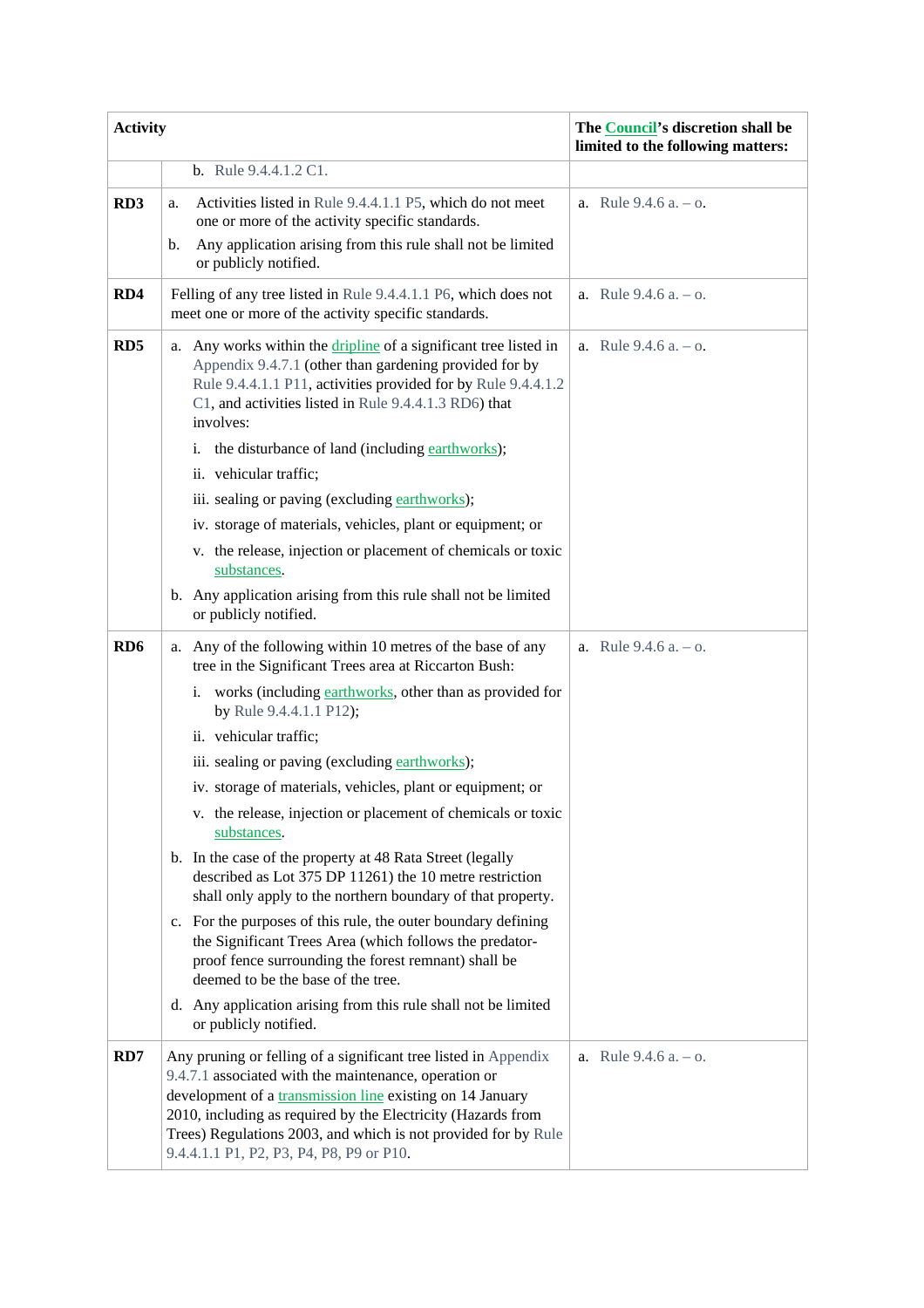| Activity | | The Council's discretion shall be limited to the following matters: |
|---|---|---|
| | b. Rule 9.4.4.1.2 C1. | |
| RD3 | a. Activities listed in Rule 9.4.4.1.1 P5, which do not meet one or more of the activity specific standards.<br>b. Any application arising from this rule shall not be limited or publicly notified. | a. Rule 9.4.6 a. – o. |
| RD4 | Felling of any tree listed in Rule 9.4.4.1.1 P6, which does not meet one or more of the activity specific standards. | a. Rule 9.4.6 a. – o. |
| RD5 | a. Any works within the dripline of a significant tree listed in Appendix 9.4.7.1 (other than gardening provided for by Rule 9.4.4.1.1 P11, activities provided for by Rule 9.4.4.1.2 C1, and activities listed in Rule 9.4.4.1.3 RD6) that involves:<br>i. the disturbance of land (including earthworks);<br>ii. vehicular traffic;<br>iii. sealing or paving (excluding earthworks);<br>iv. storage of materials, vehicles, plant or equipment; or<br>v. the release, injection or placement of chemicals or toxic substances.<br>b. Any application arising from this rule shall not be limited or publicly notified. | a. Rule 9.4.6 a. – o. |
| RD6 | a. Any of the following within 10 metres of the base of any tree in the Significant Trees area at Riccarton Bush:<br>i. works (including earthworks, other than as provided for by Rule 9.4.4.1.1 P12);<br>ii. vehicular traffic;<br>iii. sealing or paving (excluding earthworks);<br>iv. storage of materials, vehicles, plant or equipment; or<br>v. the release, injection or placement of chemicals or toxic substances.<br>b. In the case of the property at 48 Rata Street (legally described as Lot 375 DP 11261) the 10 metre restriction shall only apply to the northern boundary of that property.<br>c. For the purposes of this rule, the outer boundary defining the Significant Trees Area (which follows the predator-proof fence surrounding the forest remnant) shall be deemed to be the base of the tree.<br>d. Any application arising from this rule shall not be limited or publicly notified. | a. Rule 9.4.6 a. – o. |
| RD7 | Any pruning or felling of a significant tree listed in Appendix 9.4.7.1 associated with the maintenance, operation or development of a transmission line existing on 14 January 2010, including as required by the Electricity (Hazards from Trees) Regulations 2003, and which is not provided for by Rule 9.4.4.1.1 P1, P2, P3, P4, P8, P9 or P10. | a. Rule 9.4.6 a. – o. |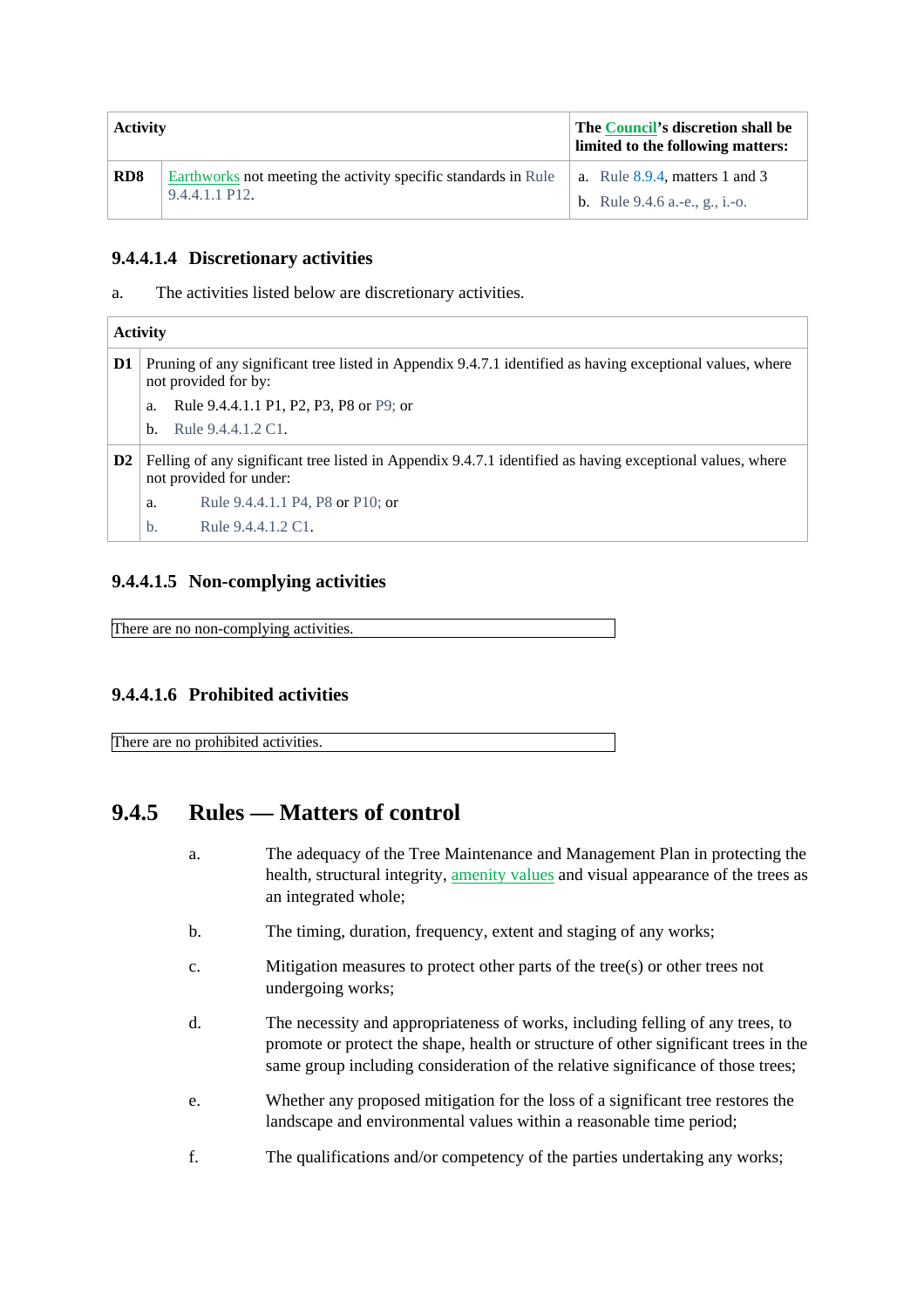| Activity | | The Council's discretion shall be limited to the following matters: |
|---|---|---|
| RD8 | Earthworks not meeting the activity specific standards in Rule 9.4.4.1.1 P12. | a. Rule 8.9.4, matters 1 and 3<br>b. Rule 9.4.6 a.-e., g., i.-o. |

#### 9.4.4.1.4 Discretionary activities

a. The activities listed below are discretionary activities.

| Activity | |
|---|---|
| D1 | Pruning of any significant tree listed in Appendix 9.4.7.1 identified as having exceptional values, where not provided for by:<br>a. Rule 9.4.4.1.1 P1, P2, P3, P8 or P9; or<br>b. Rule 9.4.4.1.2 C1. |
| D2 | Felling of any significant tree listed in Appendix 9.4.7.1 identified as having exceptional values, where not provided for under:<br>a. Rule 9.4.4.1.1 P4, P8 or P10; or<br>b. Rule 9.4.4.1.2 C1. |

#### 9.4.4.1.5 Non-complying activities

There are no non-complying activities.

#### 9.4.4.1.6 Prohibited activities

There are no prohibited activities.

## 9.4.5 Rules — Matters of control

a. The adequacy of the Tree Maintenance and Management Plan in protecting the health, structural integrity, amenity values and visual appearance of the trees as an integrated whole;

b. The timing, duration, frequency, extent and staging of any works;

c. Mitigation measures to protect other parts of the tree(s) or other trees not undergoing works;

d. The necessity and appropriateness of works, including felling of any trees, to promote or protect the shape, health or structure of other significant trees in the same group including consideration of the relative significance of those trees;

e. Whether any proposed mitigation for the loss of a significant tree restores the landscape and environmental values within a reasonable time period;

f. The qualifications and/or competency of the parties undertaking any works;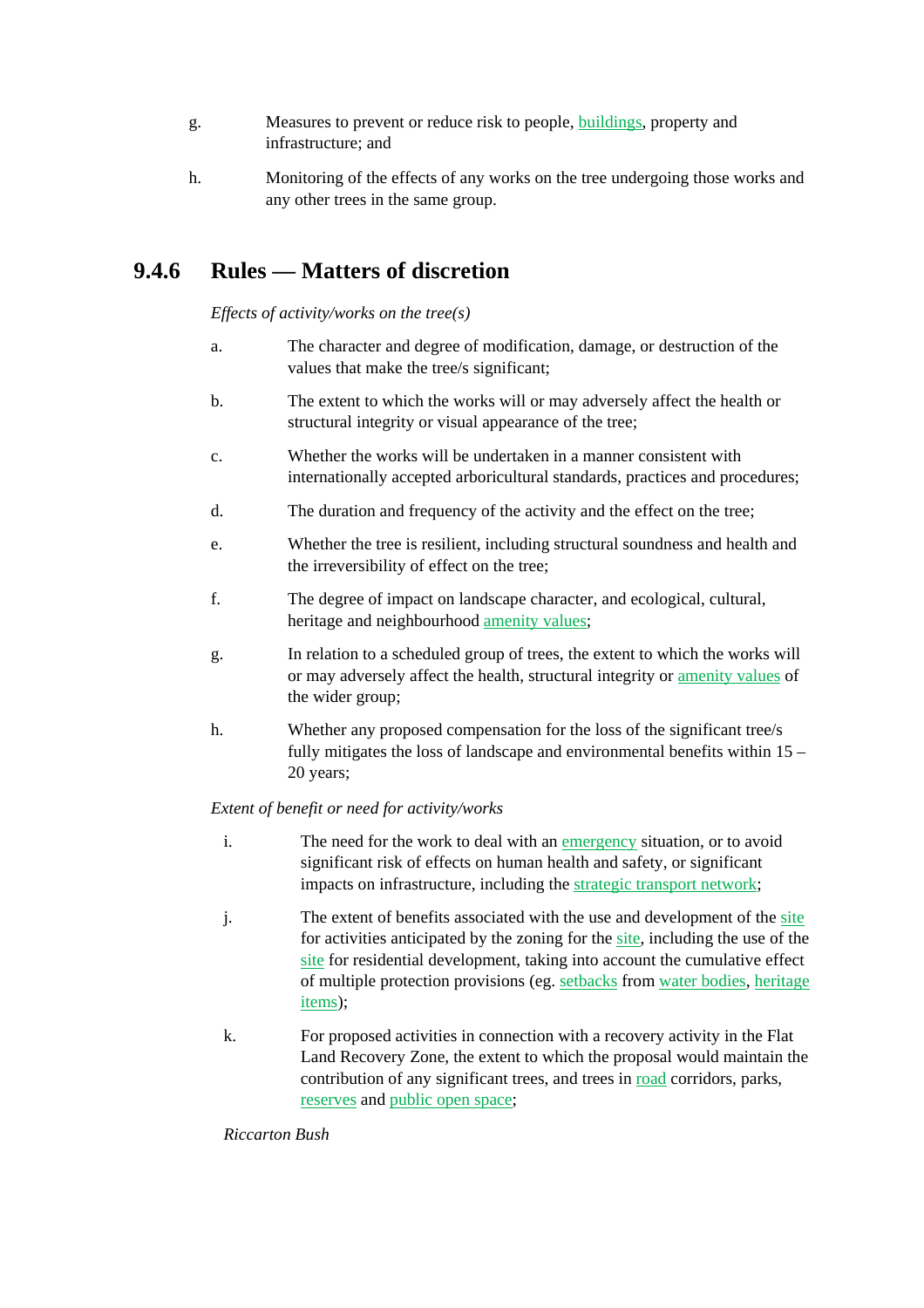g. Measures to prevent or reduce risk to people, buildings, property and infrastructure; and

h. Monitoring of the effects of any works on the tree undergoing those works and any other trees in the same group.

## 9.4.6 Rules — Matters of discretion

*Effects of activity/works on the tree(s)*

a. The character and degree of modification, damage, or destruction of the values that make the tree/s significant;

b. The extent to which the works will or may adversely affect the health or structural integrity or visual appearance of the tree;

c. Whether the works will be undertaken in a manner consistent with internationally accepted arboricultural standards, practices and procedures;

d. The duration and frequency of the activity and the effect on the tree;

e. Whether the tree is resilient, including structural soundness and health and the irreversibility of effect on the tree;

f. The degree of impact on landscape character, and ecological, cultural, heritage and neighbourhood amenity values;

g. In relation to a scheduled group of trees, the extent to which the works will or may adversely affect the health, structural integrity or amenity values of the wider group;

h. Whether any proposed compensation for the loss of the significant tree/s fully mitigates the loss of landscape and environmental benefits within 15 – 20 years;

*Extent of benefit or need for activity/works*

i. The need for the work to deal with an emergency situation, or to avoid significant risk of effects on human health and safety, or significant impacts on infrastructure, including the strategic transport network;

j. The extent of benefits associated with the use and development of the site for activities anticipated by the zoning for the site, including the use of the site for residential development, taking into account the cumulative effect of multiple protection provisions (eg. setbacks from water bodies, heritage items);

k. For proposed activities in connection with a recovery activity in the Flat Land Recovery Zone, the extent to which the proposal would maintain the contribution of any significant trees, and trees in road corridors, parks, reserves and public open space;

*Riccarton Bush*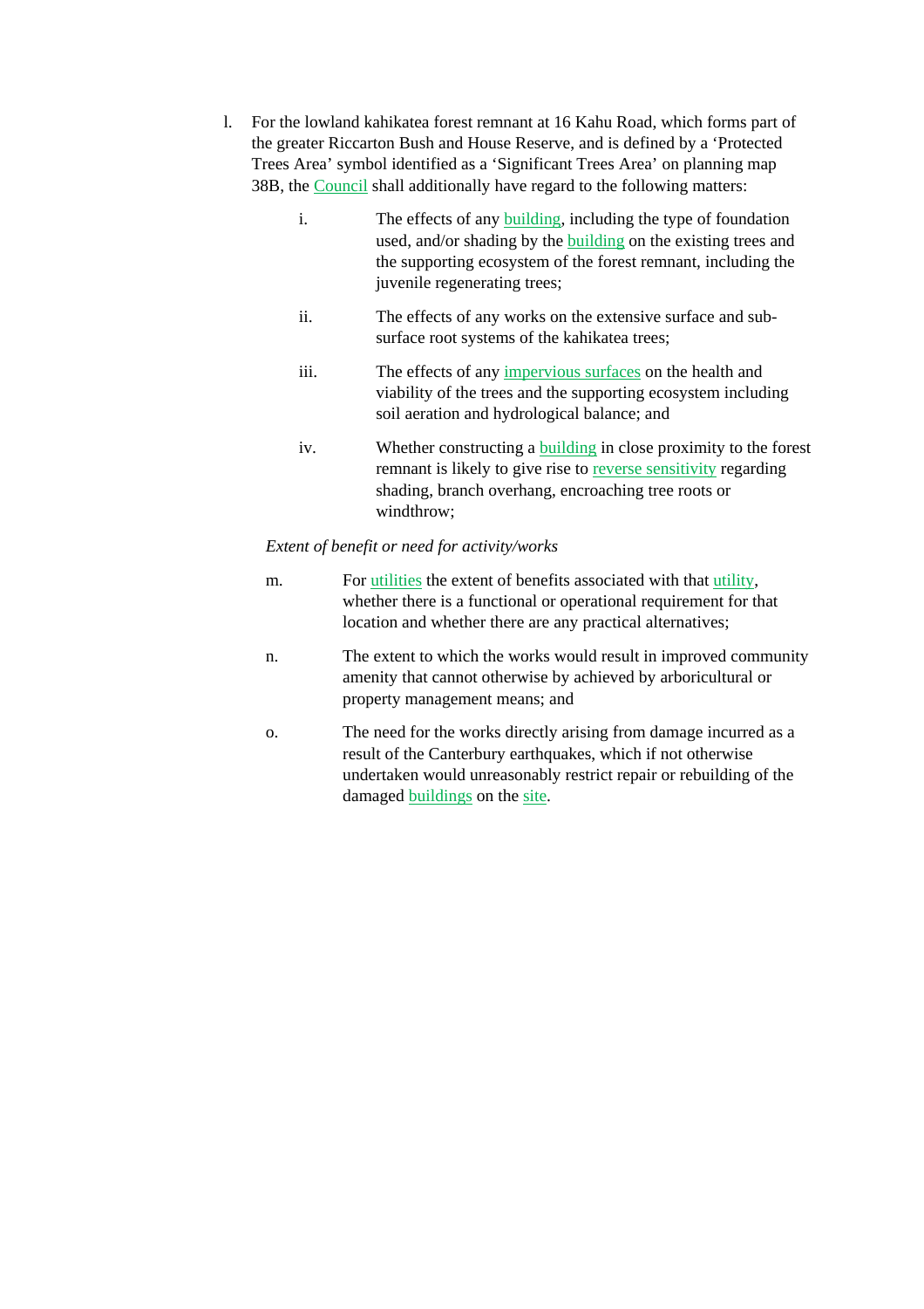l. For the lowland kahikatea forest remnant at 16 Kahu Road, which forms part of the greater Riccarton Bush and House Reserve, and is defined by a 'Protected Trees Area' symbol identified as a 'Significant Trees Area' on planning map 38B, the Council shall additionally have regard to the following matters:

   i. The effects of any building, including the type of foundation used, and/or shading by the building on the existing trees and the supporting ecosystem of the forest remnant, including the juvenile regenerating trees;

   ii. The effects of any works on the extensive surface and sub-surface root systems of the kahikatea trees;

   iii. The effects of any impervious surfaces on the health and viability of the trees and the supporting ecosystem including soil aeration and hydrological balance; and

   iv. Whether constructing a building in close proximity to the forest remnant is likely to give rise to reverse sensitivity regarding shading, branch overhang, encroaching tree roots or windthrow;

*Extent of benefit or need for activity/works*

m. For utilities the extent of benefits associated with that utility, whether there is a functional or operational requirement for that location and whether there are any practical alternatives;

n. The extent to which the works would result in improved community amenity that cannot otherwise by achieved by arboricultural or property management means; and

o. The need for the works directly arising from damage incurred as a result of the Canterbury earthquakes, which if not otherwise undertaken would unreasonably restrict repair or rebuilding of the damaged buildings on the site.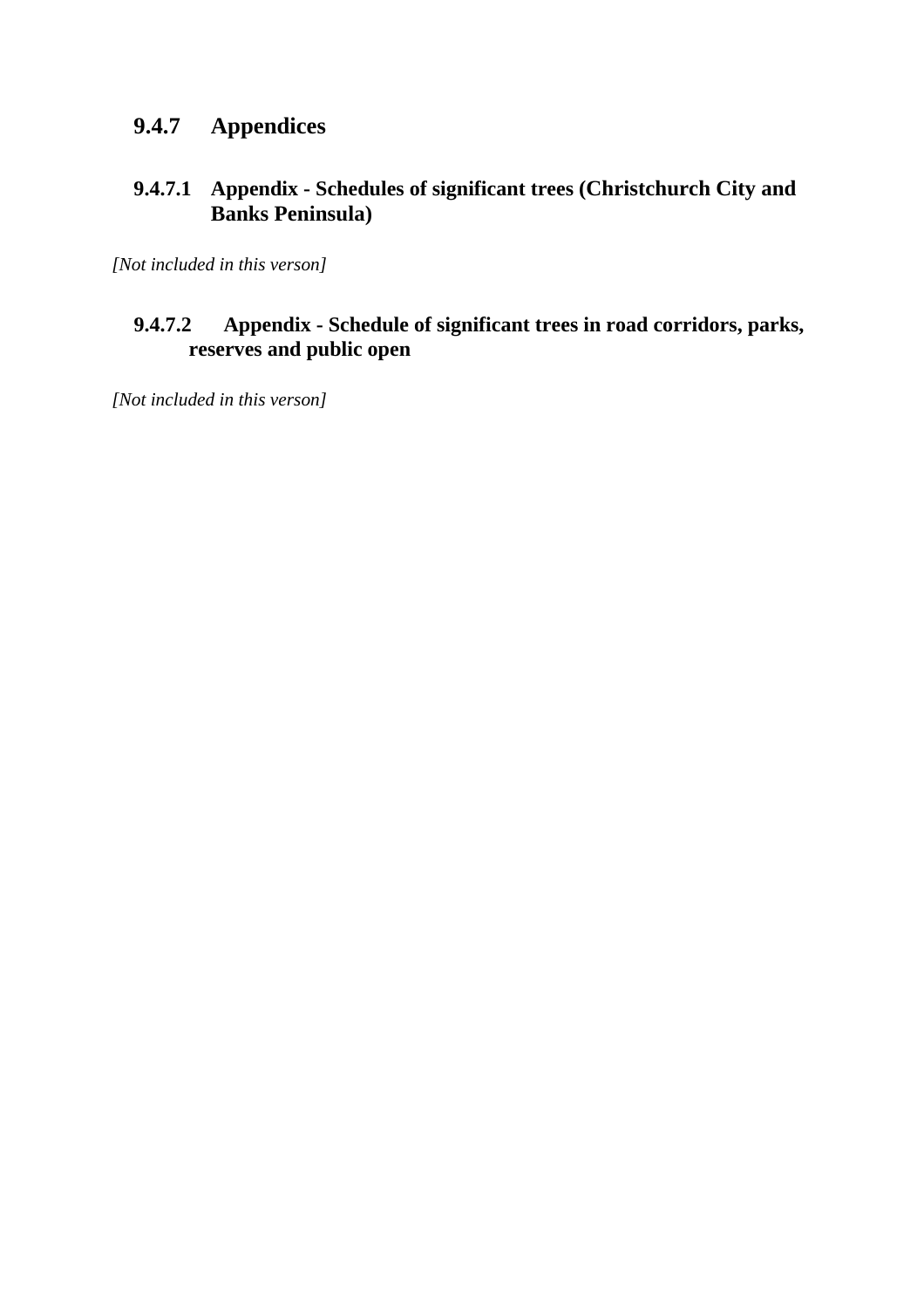## 9.4.7 Appendices

### 9.4.7.1 Appendix - Schedules of significant trees (Christchurch City and Banks Peninsula)

*[Not included in this verson]*

### 9.4.7.2 Appendix - Schedule of significant trees in road corridors, parks, reserves and public open

*[Not included in this verson]*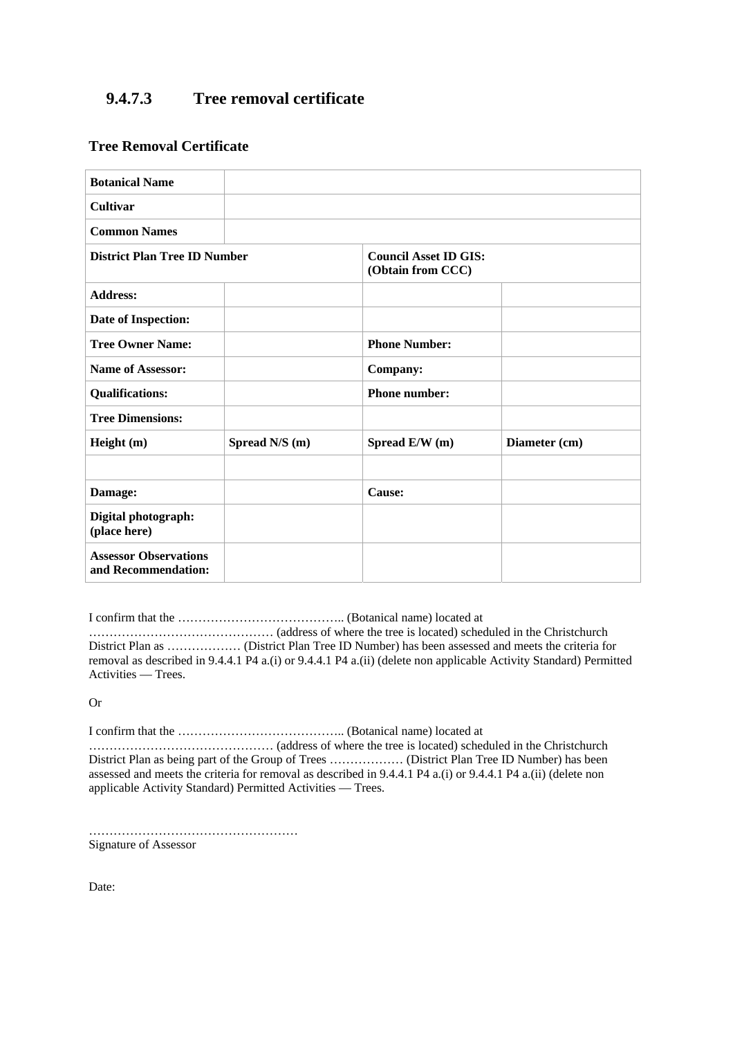### 9.4.7.3 Tree removal certificate

**Tree Removal Certificate**

| **Botanical Name** | | | |
|---|---|---|---|
| **Cultivar** | | | |
| **Common Names** | | | |
| **District Plan Tree ID Number** | | **Council Asset ID GIS: (Obtain from CCC)** | |
| **Address:** | | | |
| **Date of Inspection:** | | | |
| **Tree Owner Name:** | | **Phone Number:** | |
| **Name of Assessor:** | | **Company:** | |
| **Qualifications:** | | **Phone number:** | |
| **Tree Dimensions:** | | | |
| **Height (m)** | **Spread N/S (m)** | **Spread E/W (m)** | **Diameter (cm)** |
| | | | |
| **Damage:** | | **Cause:** | |
| **Digital photograph: (place here)** | | | |
| **Assessor Observations and Recommendation:** | | | |

I confirm that the ………………………………….. (Botanical name) located at ……………………………………… (address of where the tree is located) scheduled in the Christchurch District Plan as ……………… (District Plan Tree ID Number) has been assessed and meets the criteria for removal as described in 9.4.4.1 P4 a.(i) or 9.4.4.1 P4 a.(ii) (delete non applicable Activity Standard) Permitted Activities — Trees.

Or

I confirm that the ………………………………….. (Botanical name) located at ……………………………………… (address of where the tree is located) scheduled in the Christchurch District Plan as being part of the Group of Trees ……………… (District Plan Tree ID Number) has been assessed and meets the criteria for removal as described in 9.4.4.1 P4 a.(i) or 9.4.4.1 P4 a.(ii) (delete non applicable Activity Standard) Permitted Activities — Trees.

……………………………………………
Signature of Assessor

Date: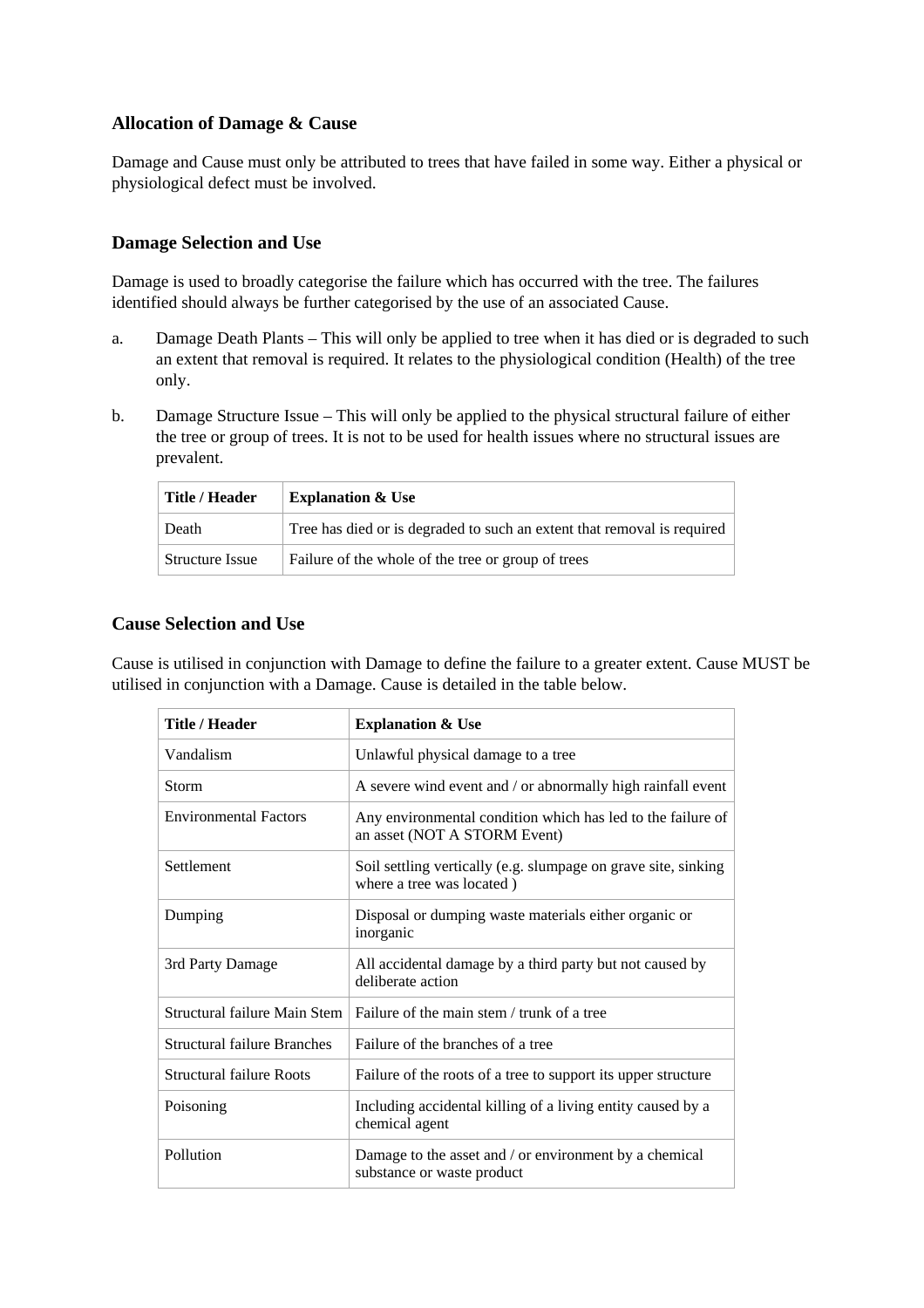### Allocation of Damage & Cause

Damage and Cause must only be attributed to trees that have failed in some way. Either a physical or physiological defect must be involved.

### Damage Selection and Use

Damage is used to broadly categorise the failure which has occurred with the tree. The failures identified should always be further categorised by the use of an associated Cause.

a. Damage Death Plants – This will only be applied to tree when it has died or is degraded to such an extent that removal is required. It relates to the physiological condition (Health) of the tree only.

b. Damage Structure Issue – This will only be applied to the physical structural failure of either the tree or group of trees. It is not to be used for health issues where no structural issues are prevalent.

| Title / Header | Explanation & Use |
|---|---|
| Death | Tree has died or is degraded to such an extent that removal is required |
| Structure Issue | Failure of the whole of the tree or group of trees |

### Cause Selection and Use

Cause is utilised in conjunction with Damage to define the failure to a greater extent. Cause MUST be utilised in conjunction with a Damage. Cause is detailed in the table below.

| Title / Header | Explanation & Use |
|---|---|
| Vandalism | Unlawful physical damage to a tree |
| Storm | A severe wind event and / or abnormally high rainfall event |
| Environmental Factors | Any environmental condition which has led to the failure of an asset (NOT A STORM Event) |
| Settlement | Soil settling vertically (e.g. slumpage on grave site, sinking where a tree was located ) |
| Dumping | Disposal or dumping waste materials either organic or inorganic |
| 3rd Party Damage | All accidental damage by a third party but not caused by deliberate action |
| Structural failure Main Stem | Failure of the main stem / trunk of a tree |
| Structural failure Branches | Failure of the branches of a tree |
| Structural failure Roots | Failure of the roots of a tree to support its upper structure |
| Poisoning | Including accidental killing of a living entity caused by a chemical agent |
| Pollution | Damage to the asset and / or environment by a chemical substance or waste product |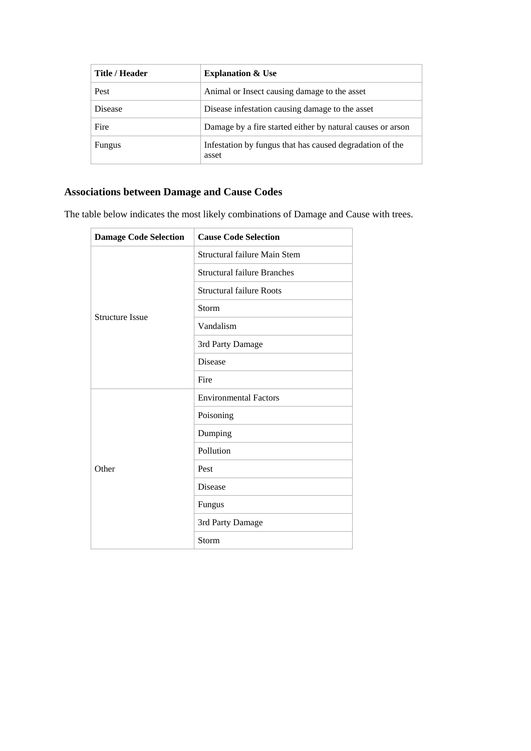| Title / Header | Explanation & Use |
| --- | --- |
| Pest | Animal or Insect causing damage to the asset |
| Disease | Disease infestation causing damage to the asset |
| Fire | Damage by a fire started either by natural causes or arson |
| Fungus | Infestation by fungus that has caused degradation of the asset |

## Associations between Damage and Cause Codes

The table below indicates the most likely combinations of Damage and Cause with trees.

| Damage Code Selection | Cause Code Selection |
| --- | --- |
| Structure Issue | Structural failure Main Stem |
| | Structural failure Branches |
| | Structural failure Roots |
| | Storm |
| | Vandalism |
| | 3rd Party Damage |
| | Disease |
| | Fire |
| Other | Environmental Factors |
| | Poisoning |
| | Dumping |
| | Pollution |
| | Pest |
| | Disease |
| | Fungus |
| | 3rd Party Damage |
| | Storm |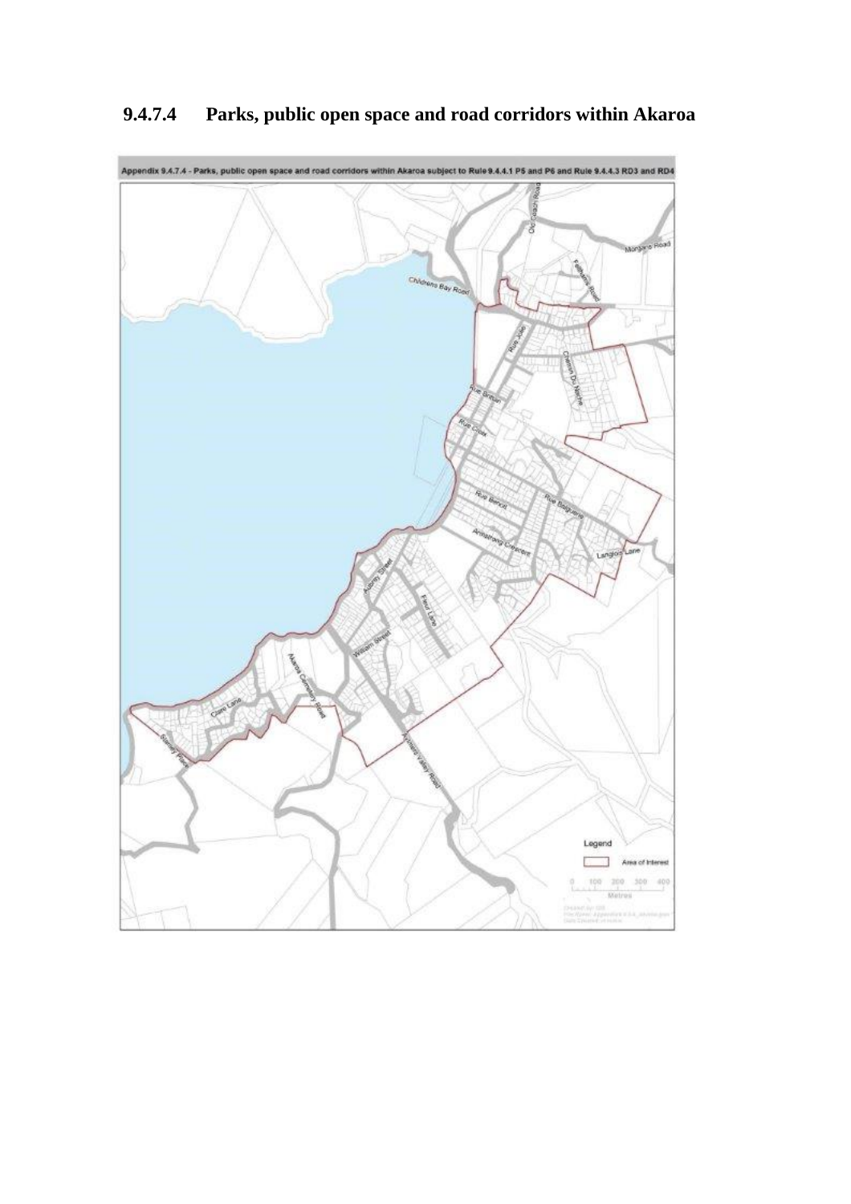### 9.4.7.4 Parks, public open space and road corridors within Akaroa

Appendix 9.4.7.4 - Parks, public open space and road corridors within Akaroa subject to Rule 9.4.4.1 P5 and P6 and Rule 9.4.4.3 RD3 and RD4

Old Coach Road
Morgan's Road
Childrens Bay Road
Rue Jolie
Chemin Du Nairne
Rue Brittan
Rue Croix
Rue Benoit
Rue Balguerie
Armstrong Crescent
Langlois Lane
Aubrey Street
Fred Lane
William Street
Akaroa Cemetery Road
Glen Lane
Stanley Place
Aylmers Valley Road

Legend
Area of Interest
0 100 200 300 400
Metres